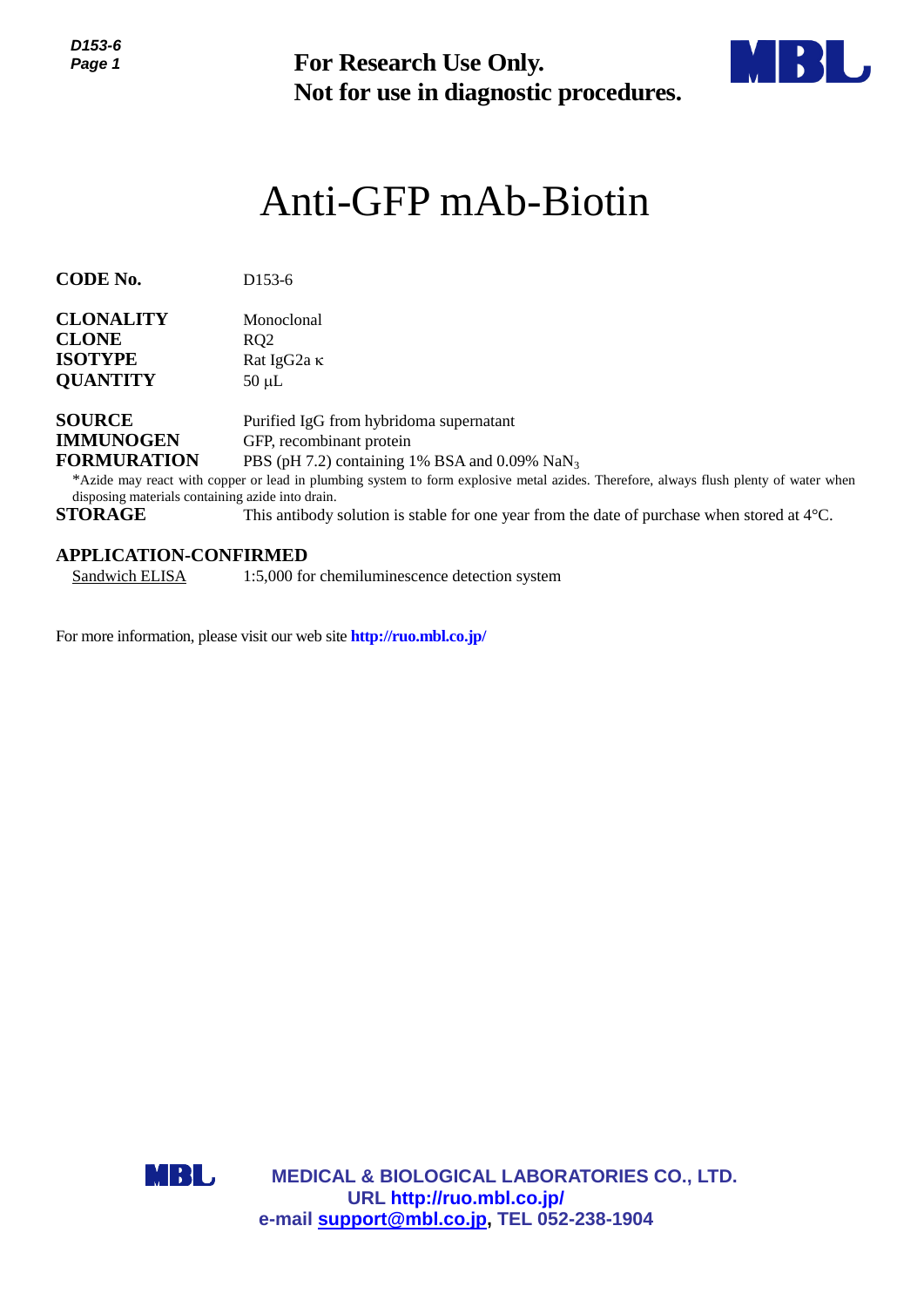**For Research Use Only.**
**Not for use in diagnostic procedures.**

# Anti-GFP mAb-Biotin

**CODE No.** D153-6

**CLONALITY** Monoclonal
**CLONE** RQ2
**ISOTYPE** Rat IgG2a κ
**QUANTITY** 50 μL

**SOURCE** Purified IgG from hybridoma supernatant
**IMMUNOGEN** GFP, recombinant protein
**FORMURATION** PBS (pH 7.2) containing 1% BSA and 0.09% $NaN_3$

*Azide may react with copper or lead in plumbing system to form explosive metal azides. Therefore, always flush plenty of water when disposing materials containing azide into drain.

**STORAGE** This antibody solution is stable for one year from the date of purchase when stored at 4°C.

**APPLICATION-CONFIRMED**

Sandwich ELISA 1:5,000 for chemiluminescence detection system

For more information, please visit our web site **http://ruo.mbl.co.jp/**

**MEDICAL & BIOLOGICAL LABORATORIES CO., LTD.**
**URL http://ruo.mbl.co.jp/**
**e-mail support@mbl.co.jp, TEL 052-238-1904**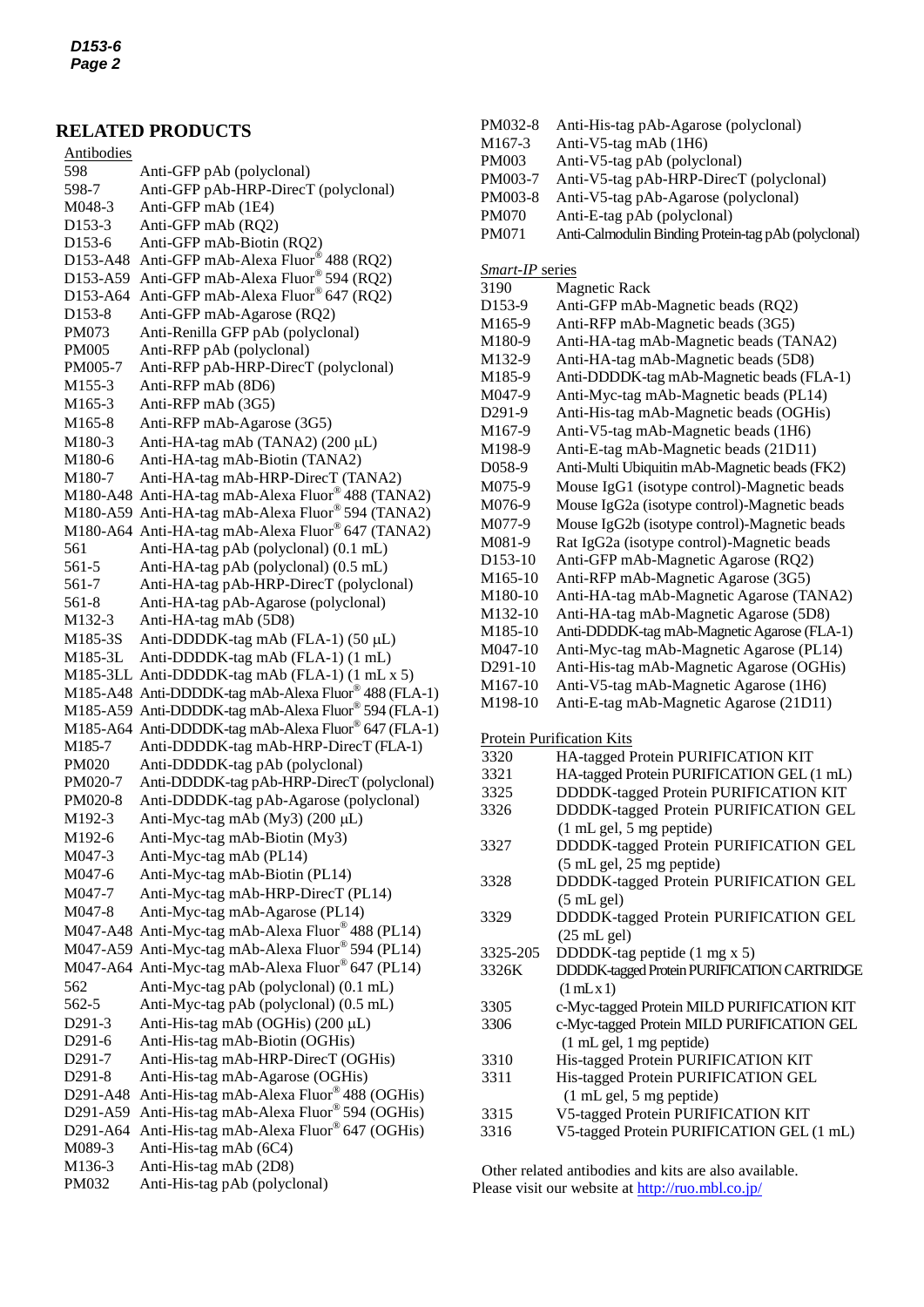## RELATED PRODUCTS

### Antibodies

| | |
|---|---|
| 598 | Anti-GFP pAb (polyclonal) |
| 598-7 | Anti-GFP pAb-HRP-DirecT (polyclonal) |
| M048-3 | Anti-GFP mAb (1E4) |
| D153-3 | Anti-GFP mAb (RQ2) |
| D153-6 | Anti-GFP mAb-Biotin (RQ2) |
| D153-A48 | Anti-GFP mAb-Alexa Fluor® 488 (RQ2) |
| D153-A59 | Anti-GFP mAb-Alexa Fluor® 594 (RQ2) |
| D153-A64 | Anti-GFP mAb-Alexa Fluor® 647 (RQ2) |
| D153-8 | Anti-GFP mAb-Agarose (RQ2) |
| PM073 | Anti-Renilla GFP pAb (polyclonal) |
| PM005 | Anti-RFP pAb (polyclonal) |
| PM005-7 | Anti-RFP pAb-HRP-DirecT (polyclonal) |
| M155-3 | Anti-RFP mAb (8D6) |
| M165-3 | Anti-RFP mAb (3G5) |
| M165-8 | Anti-RFP mAb-Agarose (3G5) |
| M180-3 | Anti-HA-tag mAb (TANA2) (200 μL) |
| M180-6 | Anti-HA-tag mAb-Biotin (TANA2) |
| M180-7 | Anti-HA-tag mAb-HRP-DirecT (TANA2) |
| M180-A48 | Anti-HA-tag mAb-Alexa Fluor® 488 (TANA2) |
| M180-A59 | Anti-HA-tag mAb-Alexa Fluor® 594 (TANA2) |
| M180-A64 | Anti-HA-tag mAb-Alexa Fluor® 647 (TANA2) |
| 561 | Anti-HA-tag pAb (polyclonal) (0.1 mL) |
| 561-5 | Anti-HA-tag pAb (polyclonal) (0.5 mL) |
| 561-7 | Anti-HA-tag pAb-HRP-DirecT (polyclonal) |
| 561-8 | Anti-HA-tag pAb-Agarose (polyclonal) |
| M132-3 | Anti-HA-tag mAb (5D8) |
| M185-3S | Anti-DDDDK-tag mAb (FLA-1) (50 μL) |
| M185-3L | Anti-DDDDK-tag mAb (FLA-1) (1 mL) |
| M185-3LL | Anti-DDDDK-tag mAb (FLA-1) (1 mL x 5) |
| M185-A48 | Anti-DDDDK-tag mAb-Alexa Fluor® 488 (FLA-1) |
| M185-A59 | Anti-DDDDK-tag mAb-Alexa Fluor® 594 (FLA-1) |
| M185-A64 | Anti-DDDDK-tag mAb-Alexa Fluor® 647 (FLA-1) |
| M185-7 | Anti-DDDDK-tag mAb-HRP-DirecT (FLA-1) |
| PM020 | Anti-DDDDK-tag pAb (polyclonal) |
| PM020-7 | Anti-DDDDK-tag pAb-HRP-DirecT (polyclonal) |
| PM020-8 | Anti-DDDDK-tag pAb-Agarose (polyclonal) |
| M192-3 | Anti-Myc-tag mAb (My3) (200 μL) |
| M192-6 | Anti-Myc-tag mAb-Biotin (My3) |
| M047-3 | Anti-Myc-tag mAb (PL14) |
| M047-6 | Anti-Myc-tag mAb-Biotin (PL14) |
| M047-7 | Anti-Myc-tag mAb-HRP-DirecT (PL14) |
| M047-8 | Anti-Myc-tag mAb-Agarose (PL14) |
| M047-A48 | Anti-Myc-tag mAb-Alexa Fluor® 488 (PL14) |
| M047-A59 | Anti-Myc-tag mAb-Alexa Fluor® 594 (PL14) |
| M047-A64 | Anti-Myc-tag mAb-Alexa Fluor® 647 (PL14) |
| 562 | Anti-Myc-tag pAb (polyclonal) (0.1 mL) |
| 562-5 | Anti-Myc-tag pAb (polyclonal) (0.5 mL) |
| D291-3 | Anti-His-tag mAb (OGHis) (200 μL) |
| D291-6 | Anti-His-tag mAb-Biotin (OGHis) |
| D291-7 | Anti-His-tag mAb-HRP-DirecT (OGHis) |
| D291-8 | Anti-His-tag mAb-Agarose (OGHis) |
| D291-A48 | Anti-His-tag mAb-Alexa Fluor® 488 (OGHis) |
| D291-A59 | Anti-His-tag mAb-Alexa Fluor® 594 (OGHis) |
| D291-A64 | Anti-His-tag mAb-Alexa Fluor® 647 (OGHis) |
| M089-3 | Anti-His-tag mAb (6C4) |
| M136-3 | Anti-His-tag mAb (2D8) |
| PM032 | Anti-His-tag pAb (polyclonal) |
| PM032-8 | Anti-His-tag pAb-Agarose (polyclonal) |
| M167-3 | Anti-V5-tag mAb (1H6) |
| PM003 | Anti-V5-tag pAb (polyclonal) |
| PM003-7 | Anti-V5-tag pAb-HRP-DirecT (polyclonal) |
| PM003-8 | Anti-V5-tag pAb-Agarose (polyclonal) |
| PM070 | Anti-E-tag pAb (polyclonal) |
| PM071 | Anti-Calmodulin Binding Protein-tag pAb (polyclonal) |

### *Smart-IP* series

| | |
|---|---|
| 3190 | Magnetic Rack |
| D153-9 | Anti-GFP mAb-Magnetic beads (RQ2) |
| M165-9 | Anti-RFP mAb-Magnetic beads (3G5) |
| M180-9 | Anti-HA-tag mAb-Magnetic beads (TANA2) |
| M132-9 | Anti-HA-tag mAb-Magnetic beads (5D8) |
| M185-9 | Anti-DDDDK-tag mAb-Magnetic beads (FLA-1) |
| M047-9 | Anti-Myc-tag mAb-Magnetic beads (PL14) |
| D291-9 | Anti-His-tag mAb-Magnetic beads (OGHis) |
| M167-9 | Anti-V5-tag mAb-Magnetic beads (1H6) |
| M198-9 | Anti-E-tag mAb-Magnetic beads (21D11) |
| D058-9 | Anti-Multi Ubiquitin mAb-Magnetic beads (FK2) |
| M075-9 | Mouse IgG1 (isotype control)-Magnetic beads |
| M076-9 | Mouse IgG2a (isotype control)-Magnetic beads |
| M077-9 | Mouse IgG2b (isotype control)-Magnetic beads |
| M081-9 | Rat IgG2a (isotype control)-Magnetic beads |
| D153-10 | Anti-GFP mAb-Magnetic Agarose (RQ2) |
| M165-10 | Anti-RFP mAb-Magnetic Agarose (3G5) |
| M180-10 | Anti-HA-tag mAb-Magnetic Agarose (TANA2) |
| M132-10 | Anti-HA-tag mAb-Magnetic Agarose (5D8) |
| M185-10 | Anti-DDDDK-tag mAb-Magnetic Agarose (FLA-1) |
| M047-10 | Anti-Myc-tag mAb-Magnetic Agarose (PL14) |
| D291-10 | Anti-His-tag mAb-Magnetic Agarose (OGHis) |
| M167-10 | Anti-V5-tag mAb-Magnetic Agarose (1H6) |
| M198-10 | Anti-E-tag mAb-Magnetic Agarose (21D11) |

### Protein Purification Kits

| | |
|---|---|
| 3320 | HA-tagged Protein PURIFICATION KIT |
| 3321 | HA-tagged Protein PURIFICATION GEL (1 mL) |
| 3325 | DDDDK-tagged Protein PURIFICATION KIT |
| 3326 | DDDDK-tagged Protein PURIFICATION GEL (1 mL gel, 5 mg peptide) |
| 3327 | DDDDK-tagged Protein PURIFICATION GEL (5 mL gel, 25 mg peptide) |
| 3328 | DDDDK-tagged Protein PURIFICATION GEL (5 mL gel) |
| 3329 | DDDDK-tagged Protein PURIFICATION GEL (25 mL gel) |
| 3325-205 | DDDDK-tag peptide (1 mg x 5) |
| 3326K | DDDDK-tagged Protein PURIFICATION CARTRIDGE (1 mL x 1) |
| 3305 | c-Myc-tagged Protein MILD PURIFICATION KIT |
| 3306 | c-Myc-tagged Protein MILD PURIFICATION GEL (1 mL gel, 1 mg peptide) |
| 3310 | His-tagged Protein PURIFICATION KIT |
| 3311 | His-tagged Protein PURIFICATION GEL (1 mL gel, 5 mg peptide) |
| 3315 | V5-tagged Protein PURIFICATION KIT |
| 3316 | V5-tagged Protein PURIFICATION GEL (1 mL) |

Other related antibodies and kits are also available.
Please visit our website at http://ruo.mbl.co.jp/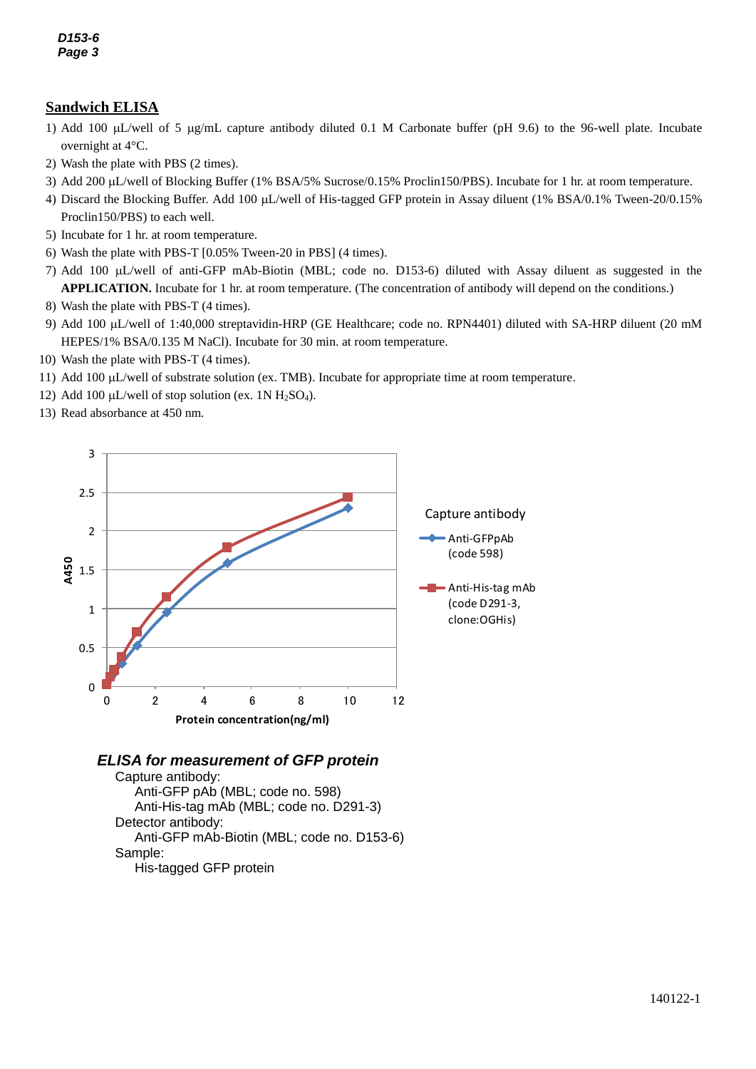## Sandwich ELISA

1) Add 100 μL/well of 5 μg/mL capture antibody diluted 0.1 M Carbonate buffer (pH 9.6) to the 96-well plate. Incubate overnight at 4°C.
2) Wash the plate with PBS (2 times).
3) Add 200 μL/well of Blocking Buffer (1% BSA/5% Sucrose/0.15% Proclin150/PBS). Incubate for 1 hr. at room temperature.
4) Discard the Blocking Buffer. Add 100 μL/well of His-tagged GFP protein in Assay diluent (1% BSA/0.1% Tween-20/0.15% Proclin150/PBS) to each well.
5) Incubate for 1 hr. at room temperature.
6) Wash the plate with PBS-T [0.05% Tween-20 in PBS] (4 times).
7) Add 100 μL/well of anti-GFP mAb-Biotin (MBL; code no. D153-6) diluted with Assay diluent as suggested in the **APPLICATION.** Incubate for 1 hr. at room temperature. (The concentration of antibody will depend on the conditions.)
8) Wash the plate with PBS-T (4 times).
9) Add 100 μL/well of 1:40,000 streptavidin-HRP (GE Healthcare; code no. RPN4401) diluted with SA-HRP diluent (20 mM HEPES/1% BSA/0.135 M NaCl). Incubate for 30 min. at room temperature.
10) Wash the plate with PBS-T (4 times).
11) Add 100 μL/well of substrate solution (ex. TMB). Incubate for appropriate time at room temperature.
12) Add 100 μL/well of stop solution (ex. 1N $H_2SO_4$).
13) Read absorbance at 450 nm.

A450

3
2.5
2
1.5
1
0.5
0

0 2 4 6 8 10 12

Protein concentration(ng/ml)

Capture antibody

Anti-GFPpAb (code 598)

Anti-His-tag mAb (code D291-3, clone:OGHis)

***ELISA for measurement of GFP protein***

Capture antibody:
Anti-GFP pAb (MBL; code no. 598)
Anti-His-tag mAb (MBL; code no. D291-3)
Detector antibody:
Anti-GFP mAb-Biotin (MBL; code no. D153-6)
Sample:
His-tagged GFP protein

140122-1